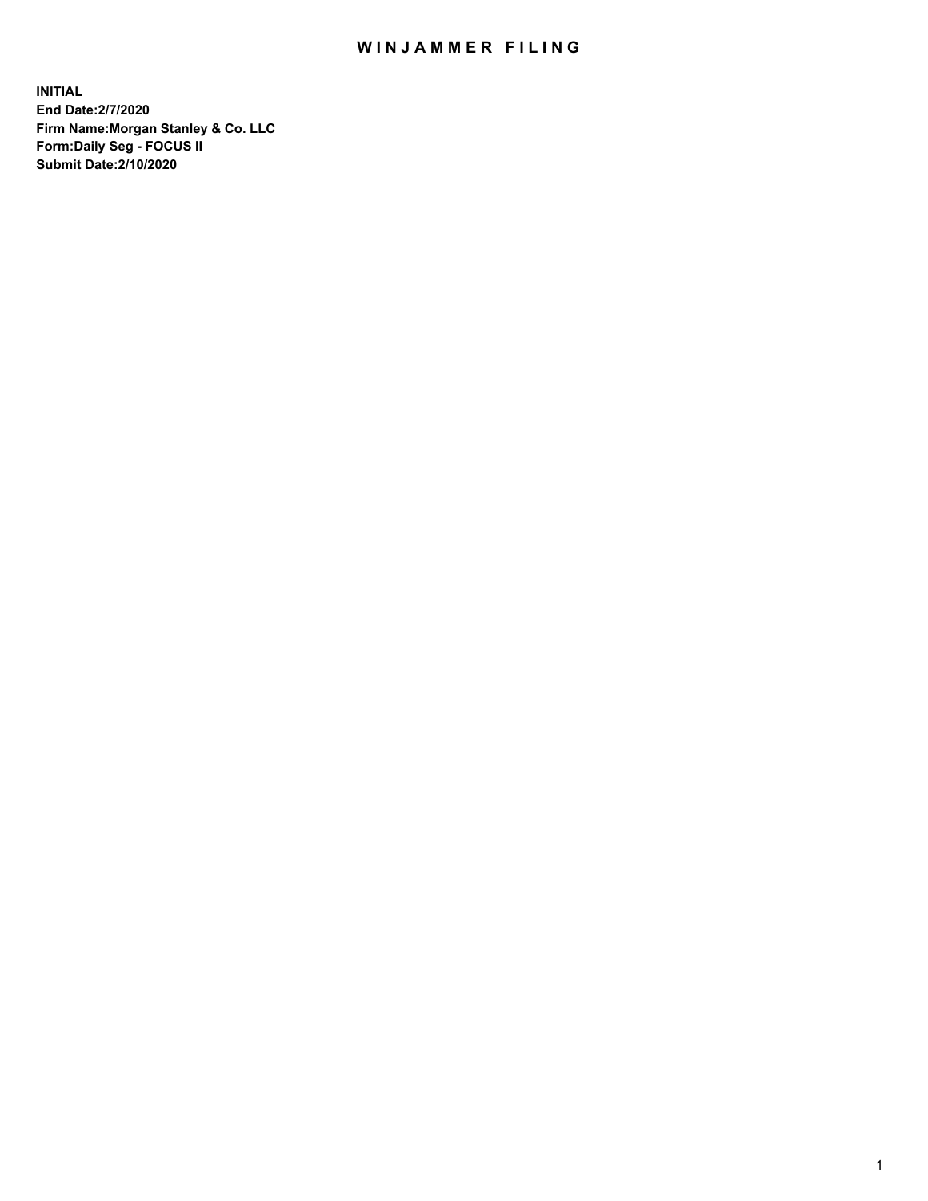# WINJAMMER FILING

**INITIAL**
**End Date:2/7/2020**
**Firm Name:Morgan Stanley & Co. LLC**
**Form:Daily Seg - FOCUS II**
**Submit Date:2/10/2020**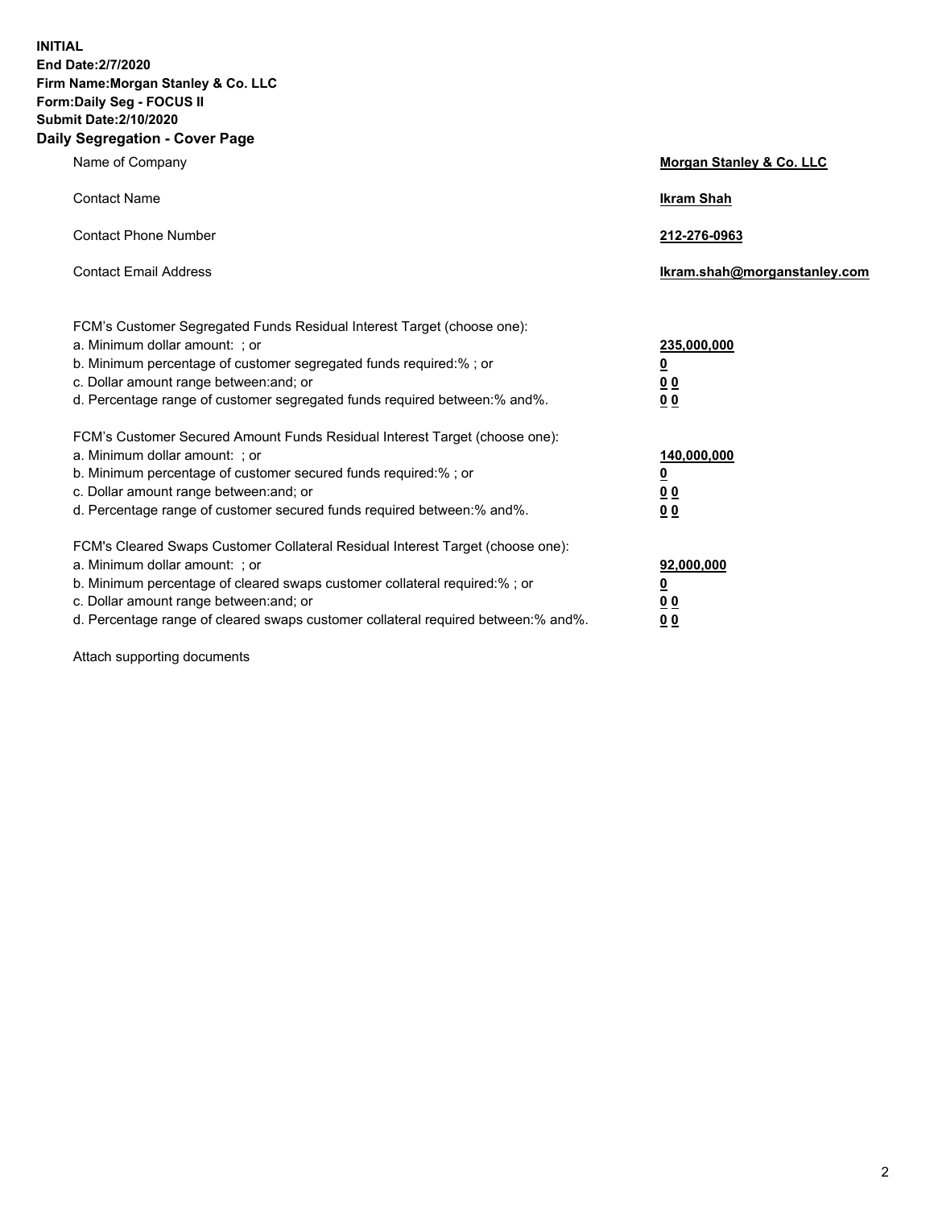**INITIAL**
**End Date:2/7/2020**
**Firm Name:Morgan Stanley & Co. LLC**
**Form:Daily Seg - FOCUS II**
**Submit Date:2/10/2020**
**Daily Segregation - Cover Page**

| | |
|---|---|
| Name of Company | **Morgan Stanley & Co. LLC** |
| Contact Name | **Ikram Shah** |
| Contact Phone Number | **212-276-0963** |
| Contact Email Address | **Ikram.shah@morganstanley.com** |

| | |
|---|---|
| FCM's Customer Segregated Funds Residual Interest Target (choose one): | |
| a. Minimum dollar amount: ; or | **235,000,000** |
| b. Minimum percentage of customer segregated funds required:% ; or | **0** |
| c. Dollar amount range between:and; or | **0 0** |
| d. Percentage range of customer segregated funds required between:% and%. | **0 0** |
| FCM's Customer Secured Amount Funds Residual Interest Target (choose one): | |
| a. Minimum dollar amount: ; or | **140,000,000** |
| b. Minimum percentage of customer secured funds required:% ; or | **0** |
| c. Dollar amount range between:and; or | **0 0** |
| d. Percentage range of customer secured funds required between:% and%. | **0 0** |
| FCM's Cleared Swaps Customer Collateral Residual Interest Target (choose one): | |
| a. Minimum dollar amount: ; or | **92,000,000** |
| b. Minimum percentage of cleared swaps customer collateral required:% ; or | **0** |
| c. Dollar amount range between:and; or | **0 0** |
| d. Percentage range of cleared swaps customer collateral required between:% and%. | **0 0** |

Attach supporting documents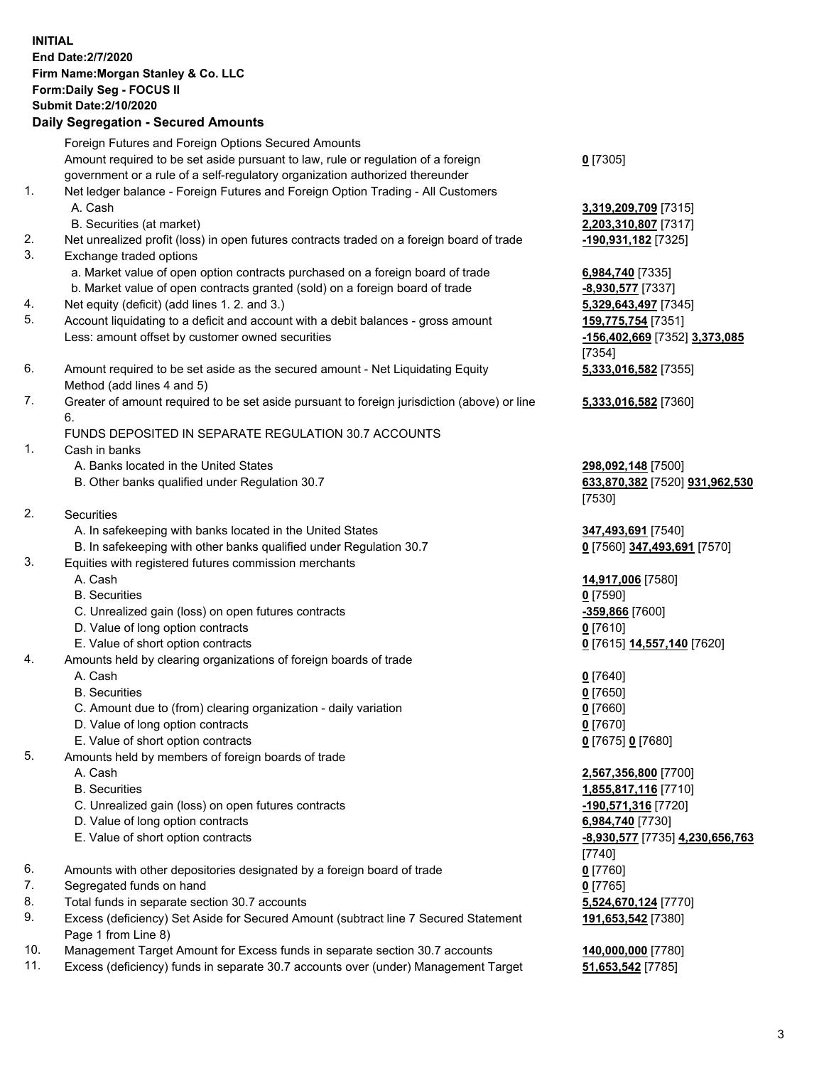**INITIAL**
**End Date:2/7/2020**
**Firm Name:Morgan Stanley & Co. LLC**
**Form:Daily Seg - FOCUS II**
**Submit Date:2/10/2020**

## Daily Segregation - Secured Amounts

| | | |
|---|---|---|
| | Foreign Futures and Foreign Options Secured Amounts | |
| | Amount required to be set aside pursuant to law, rule or regulation of a foreign government or a rule of a self-regulatory organization authorized thereunder | **0** [7305] |
| 1. | Net ledger balance - Foreign Futures and Foreign Option Trading - All Customers | |
| | A. Cash | **3,319,209,709** [7315] |
| | B. Securities (at market) | **2,203,310,807** [7317] |
| 2. | Net unrealized profit (loss) in open futures contracts traded on a foreign board of trade | **-190,931,182** [7325] |
| 3. | Exchange traded options | |
| | a. Market value of open option contracts purchased on a foreign board of trade | **6,984,740** [7335] |
| | b. Market value of open contracts granted (sold) on a foreign board of trade | **-8,930,577** [7337] |
| 4. | Net equity (deficit) (add lines 1. 2. and 3.) | **5,329,643,497** [7345] |
| 5. | Account liquidating to a deficit and account with a debit balances - gross amount | **159,775,754** [7351] |
| | Less: amount offset by customer owned securities | **-156,402,669** [7352] **3,373,085** [7354] |
| 6. | Amount required to be set aside as the secured amount - Net Liquidating Equity Method (add lines 4 and 5) | **5,333,016,582** [7355] |
| 7. | Greater of amount required to be set aside pursuant to foreign jurisdiction (above) or line 6. | **5,333,016,582** [7360] |
| | FUNDS DEPOSITED IN SEPARATE REGULATION 30.7 ACCOUNTS | |
| 1. | Cash in banks | |
| | A. Banks located in the United States | **298,092,148** [7500] |
| | B. Other banks qualified under Regulation 30.7 | **633,870,382** [7520] **931,962,530** [7530] |
| 2. | Securities | |
| | A. In safekeeping with banks located in the United States | **347,493,691** [7540] |
| | B. In safekeeping with other banks qualified under Regulation 30.7 | **0** [7560] **347,493,691** [7570] |
| 3. | Equities with registered futures commission merchants | |
| | A. Cash | **14,917,006** [7580] |
| | B. Securities | **0** [7590] |
| | C. Unrealized gain (loss) on open futures contracts | **-359,866** [7600] |
| | D. Value of long option contracts | **0** [7610] |
| | E. Value of short option contracts | **0** [7615] **14,557,140** [7620] |
| 4. | Amounts held by clearing organizations of foreign boards of trade | |
| | A. Cash | **0** [7640] |
| | B. Securities | **0** [7650] |
| | C. Amount due to (from) clearing organization - daily variation | **0** [7660] |
| | D. Value of long option contracts | **0** [7670] |
| | E. Value of short option contracts | **0** [7675] **0** [7680] |
| 5. | Amounts held by members of foreign boards of trade | |
| | A. Cash | **2,567,356,800** [7700] |
| | B. Securities | **1,855,817,116** [7710] |
| | C. Unrealized gain (loss) on open futures contracts | **-190,571,316** [7720] |
| | D. Value of long option contracts | **6,984,740** [7730] |
| | E. Value of short option contracts | **-8,930,577** [7735] **4,230,656,763** [7740] |
| 6. | Amounts with other depositories designated by a foreign board of trade | **0** [7760] |
| 7. | Segregated funds on hand | **0** [7765] |
| 8. | Total funds in separate section 30.7 accounts | **5,524,670,124** [7770] |
| 9. | Excess (deficiency) Set Aside for Secured Amount (subtract line 7 Secured Statement Page 1 from Line 8) | **191,653,542** [7380] |
| 10. | Management Target Amount for Excess funds in separate section 30.7 accounts | **140,000,000** [7780] |
| 11. | Excess (deficiency) funds in separate 30.7 accounts over (under) Management Target | **51,653,542** [7785] |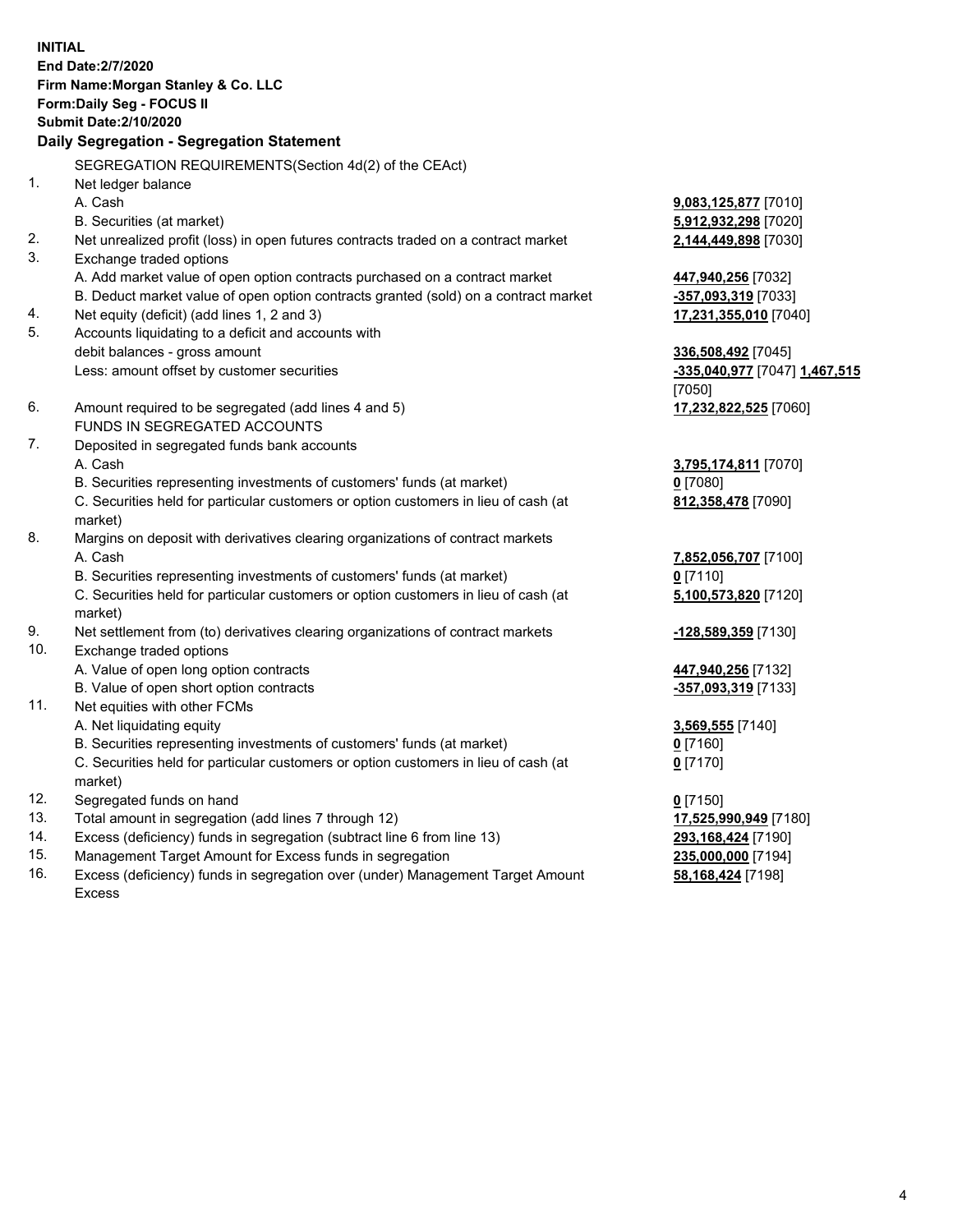**INITIAL**
**End Date:2/7/2020**
**Firm Name:Morgan Stanley & Co. LLC**
**Form:Daily Seg - FOCUS II**
**Submit Date:2/10/2020**

## Daily Segregation - Segregation Statement

SEGREGATION REQUIREMENTS(Section 4d(2) of the CEAct)

| | | |
|---|---|---|
| 1. | Net ledger balance | |
| | A. Cash | **9,083,125,877** [7010] |
| | B. Securities (at market) | **5,912,932,298** [7020] |
| 2. | Net unrealized profit (loss) in open futures contracts traded on a contract market | **2,144,449,898** [7030] |
| 3. | Exchange traded options | |
| | A. Add market value of open option contracts purchased on a contract market | **447,940,256** [7032] |
| | B. Deduct market value of open option contracts granted (sold) on a contract market | **-357,093,319** [7033] |
| 4. | Net equity (deficit) (add lines 1, 2 and 3) | **17,231,355,010** [7040] |
| 5. | Accounts liquidating to a deficit and accounts with debit balances - gross amount | **336,508,492** [7045] |
| | Less: amount offset by customer securities | **-335,040,977** [7047] **1,467,515** [7050] |
| 6. | Amount required to be segregated (add lines 4 and 5) | **17,232,822,525** [7060] |
| | FUNDS IN SEGREGATED ACCOUNTS | |
| 7. | Deposited in segregated funds bank accounts | |
| | A. Cash | **3,795,174,811** [7070] |
| | B. Securities representing investments of customers' funds (at market) | **0** [7080] |
| | C. Securities held for particular customers or option customers in lieu of cash (at market) | **812,358,478** [7090] |
| 8. | Margins on deposit with derivatives clearing organizations of contract markets | |
| | A. Cash | **7,852,056,707** [7100] |
| | B. Securities representing investments of customers' funds (at market) | **0** [7110] |
| | C. Securities held for particular customers or option customers in lieu of cash (at market) | **5,100,573,820** [7120] |
| 9. | Net settlement from (to) derivatives clearing organizations of contract markets | **-128,589,359** [7130] |
| 10. | Exchange traded options | |
| | A. Value of open long option contracts | **447,940,256** [7132] |
| | B. Value of open short option contracts | **-357,093,319** [7133] |
| 11. | Net equities with other FCMs | |
| | A. Net liquidating equity | **3,569,555** [7140] |
| | B. Securities representing investments of customers' funds (at market) | **0** [7160] |
| | C. Securities held for particular customers or option customers in lieu of cash (at market) | **0** [7170] |
| 12. | Segregated funds on hand | **0** [7150] |
| 13. | Total amount in segregation (add lines 7 through 12) | **17,525,990,949** [7180] |
| 14. | Excess (deficiency) funds in segregation (subtract line 6 from line 13) | **293,168,424** [7190] |
| 15. | Management Target Amount for Excess funds in segregation | **235,000,000** [7194] |
| 16. | Excess (deficiency) funds in segregation over (under) Management Target Amount Excess | **58,168,424** [7198] |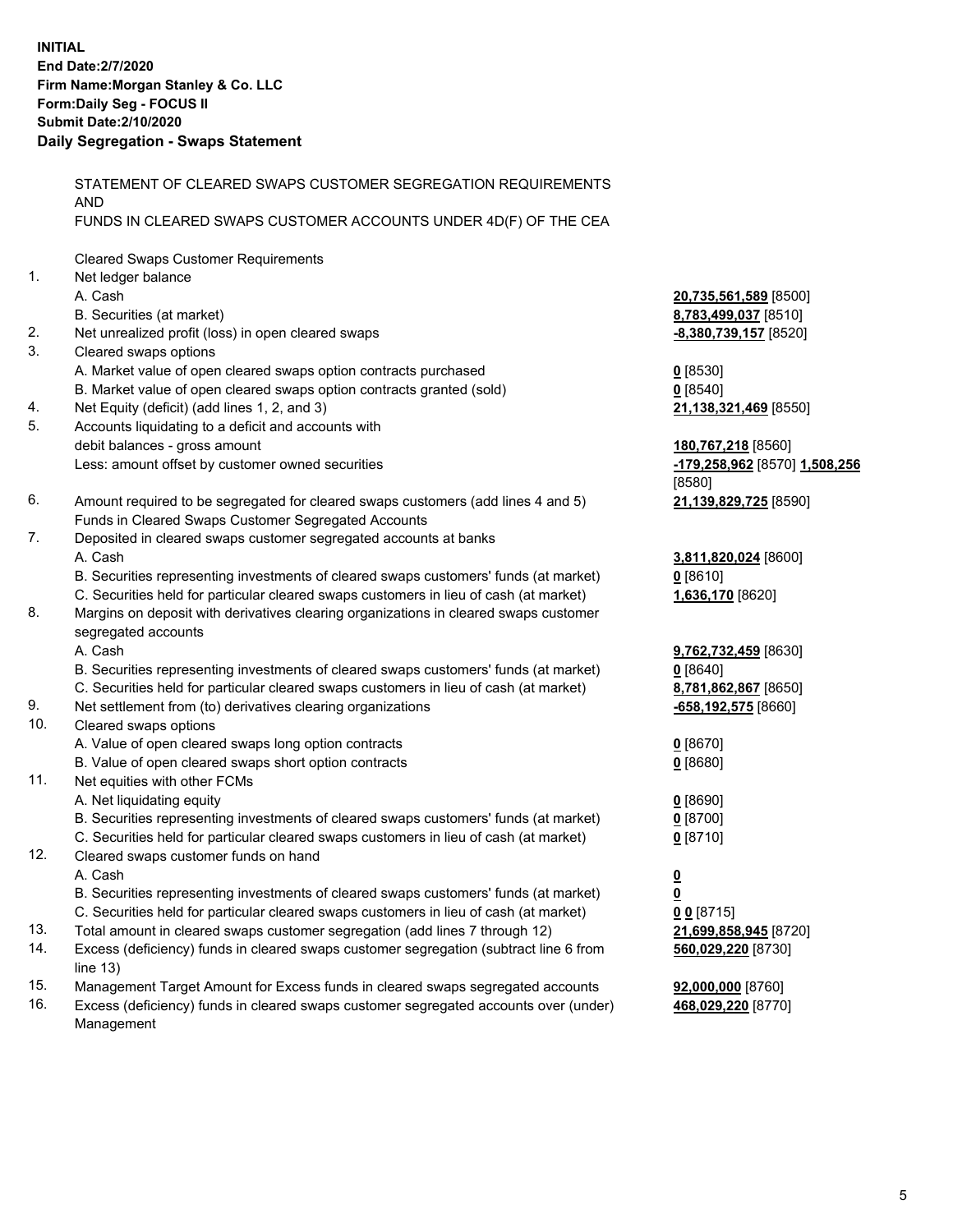**INITIAL**
**End Date:2/7/2020**
**Firm Name:Morgan Stanley & Co. LLC**
**Form:Daily Seg - FOCUS II**
**Submit Date:2/10/2020**
**Daily Segregation - Swaps Statement**

STATEMENT OF CLEARED SWAPS CUSTOMER SEGREGATION REQUIREMENTS AND FUNDS IN CLEARED SWAPS CUSTOMER ACCOUNTS UNDER 4D(F) OF THE CEA

| | | |
|---|---|---|
| | Cleared Swaps Customer Requirements | |
| 1. | Net ledger balance | |
| | A. Cash | **20,735,561,589** [8500] |
| | B. Securities (at market) | **8,783,499,037** [8510] |
| 2. | Net unrealized profit (loss) in open cleared swaps | **-8,380,739,157** [8520] |
| 3. | Cleared swaps options | |
| | A. Market value of open cleared swaps option contracts purchased | **0** [8530] |
| | B. Market value of open cleared swaps option contracts granted (sold) | **0** [8540] |
| 4. | Net Equity (deficit) (add lines 1, 2, and 3) | **21,138,321,469** [8550] |
| 5. | Accounts liquidating to a deficit and accounts with debit balances - gross amount | **180,767,218** [8560] |
| | Less: amount offset by customer owned securities | **-179,258,962** [8570] **1,508,256** [8580] |
| 6. | Amount required to be segregated for cleared swaps customers (add lines 4 and 5) | **21,139,829,725** [8590] |
| | Funds in Cleared Swaps Customer Segregated Accounts | |
| 7. | Deposited in cleared swaps customer segregated accounts at banks | |
| | A. Cash | **3,811,820,024** [8600] |
| | B. Securities representing investments of cleared swaps customers' funds (at market) | **0** [8610] |
| | C. Securities held for particular cleared swaps customers in lieu of cash (at market) | **1,636,170** [8620] |
| 8. | Margins on deposit with derivatives clearing organizations in cleared swaps customer segregated accounts | |
| | A. Cash | **9,762,732,459** [8630] |
| | B. Securities representing investments of cleared swaps customers' funds (at market) | **0** [8640] |
| | C. Securities held for particular cleared swaps customers in lieu of cash (at market) | **8,781,862,867** [8650] |
| 9. | Net settlement from (to) derivatives clearing organizations | **-658,192,575** [8660] |
| 10. | Cleared swaps options | |
| | A. Value of open cleared swaps long option contracts | **0** [8670] |
| | B. Value of open cleared swaps short option contracts | **0** [8680] |
| 11. | Net equities with other FCMs | |
| | A. Net liquidating equity | **0** [8690] |
| | B. Securities representing investments of cleared swaps customers' funds (at market) | **0** [8700] |
| | C. Securities held for particular cleared swaps customers in lieu of cash (at market) | **0** [8710] |
| 12. | Cleared swaps customer funds on hand | |
| | A. Cash | **0** |
| | B. Securities representing investments of cleared swaps customers' funds (at market) | **0** |
| | C. Securities held for particular cleared swaps customers in lieu of cash (at market) | **0** **0** [8715] |
| 13. | Total amount in cleared swaps customer segregation (add lines 7 through 12) | **21,699,858,945** [8720] |
| 14. | Excess (deficiency) funds in cleared swaps customer segregation (subtract line 6 from line 13) | **560,029,220** [8730] |
| 15. | Management Target Amount for Excess funds in cleared swaps segregated accounts | **92,000,000** [8760] |
| 16. | Excess (deficiency) funds in cleared swaps customer segregated accounts over (under) Management | **468,029,220** [8770] |